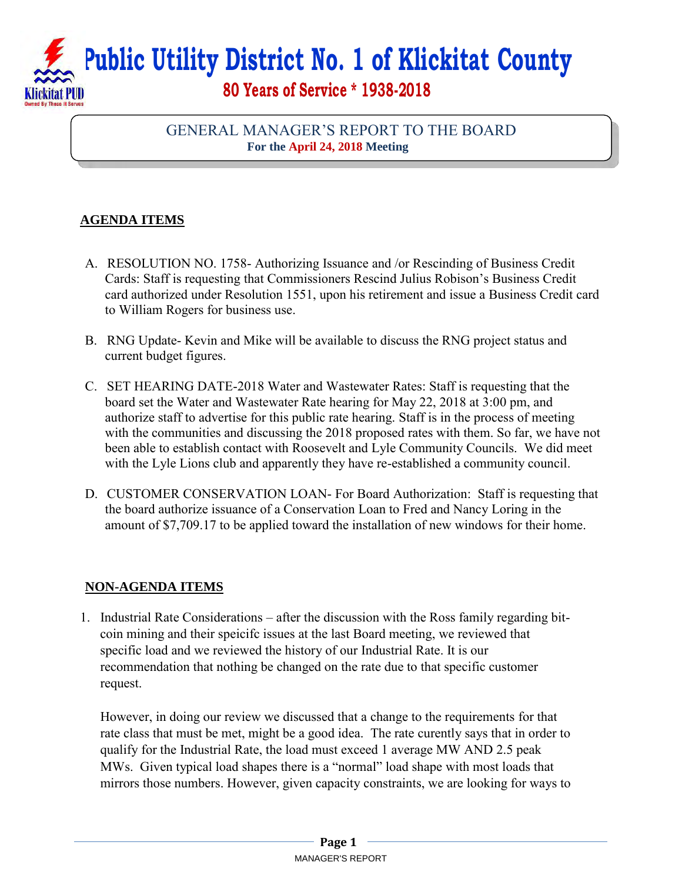# Public Utility District No. 1 of Klickitat County

**80 Years of Service * 1938-2018**

## GENERAL MANAGER'S REPORT TO THE BOARD

**For the April 24, 2018 Meeting**

## AGENDA ITEMS

A. RESOLUTION NO. 1758- Authorizing Issuance and /or Rescinding of Business Credit Cards: Staff is requesting that Commissioners Rescind Julius Robison's Business Credit card authorized under Resolution 1551, upon his retirement and issue a Business Credit card to William Rogers for business use.

B. RNG Update- Kevin and Mike will be available to discuss the RNG project status and current budget figures.

C. SET HEARING DATE-2018 Water and Wastewater Rates: Staff is requesting that the board set the Water and Wastewater Rate hearing for May 22, 2018 at 3:00 pm, and authorize staff to advertise for this public rate hearing. Staff is in the process of meeting with the communities and discussing the 2018 proposed rates with them. So far, we have not been able to establish contact with Roosevelt and Lyle Community Councils. We did meet with the Lyle Lions club and apparently they have re-established a community council.

D. CUSTOMER CONSERVATION LOAN- For Board Authorization: Staff is requesting that the board authorize issuance of a Conservation Loan to Fred and Nancy Loring in the amount of $7,709.17 to be applied toward the installation of new windows for their home.

## NON-AGENDA ITEMS

1. Industrial Rate Considerations – after the discussion with the Ross family regarding bit-coin mining and their speicifc issues at the last Board meeting, we reviewed that specific load and we reviewed the history of our Industrial Rate. It is our recommendation that nothing be changed on the rate due to that specific customer request.

   However, in doing our review we discussed that a change to the requirements for that rate class that must be met, might be a good idea. The rate curently says that in order to qualify for the Industrial Rate, the load must exceed 1 average MW AND 2.5 peak MWs. Given typical load shapes there is a "normal" load shape with most loads that mirrors those numbers. However, given capacity constraints, we are looking for ways to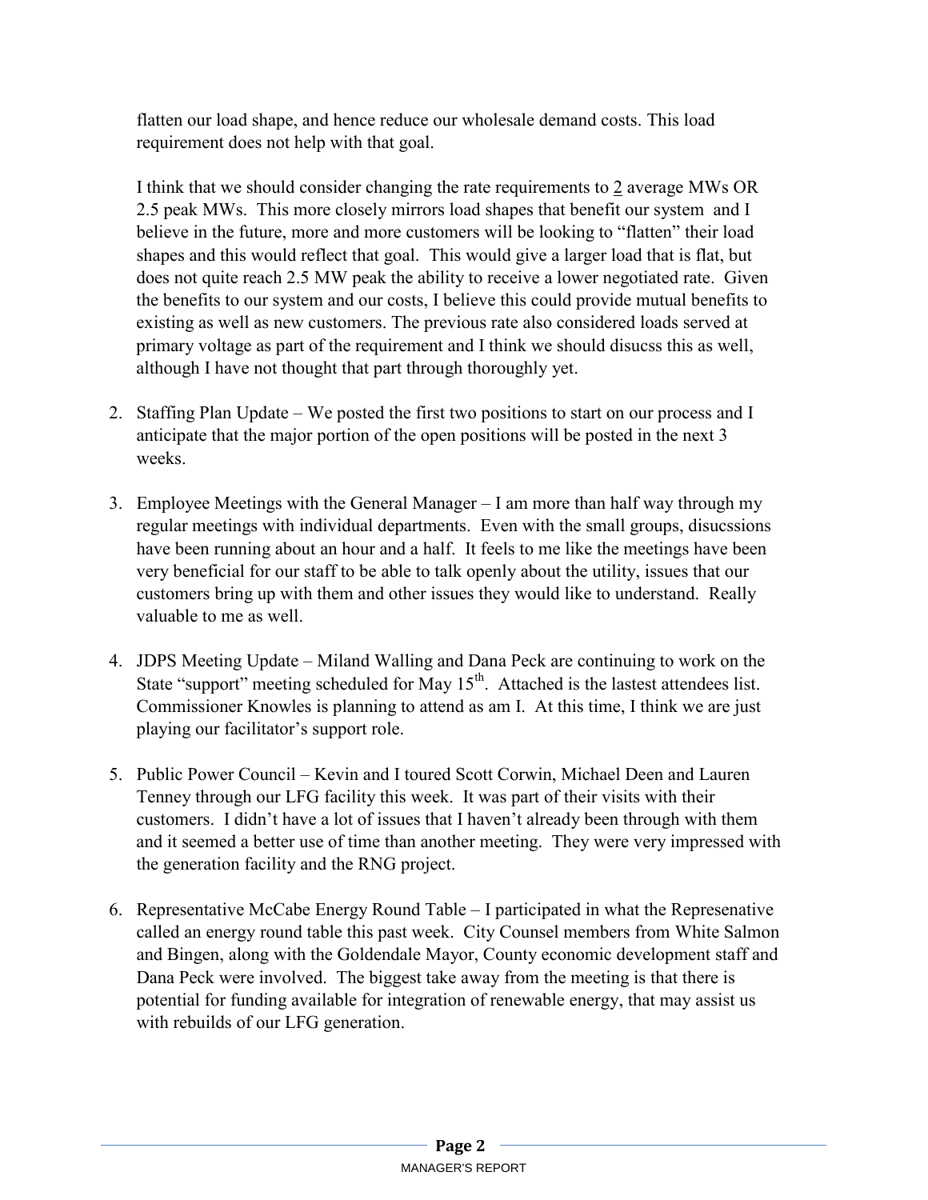flatten our load shape, and hence reduce our wholesale demand costs. This load requirement does not help with that goal.

I think that we should consider changing the rate requirements to 2 average MWs OR 2.5 peak MWs. This more closely mirrors load shapes that benefit our system and I believe in the future, more and more customers will be looking to "flatten" their load shapes and this would reflect that goal. This would give a larger load that is flat, but does not quite reach 2.5 MW peak the ability to receive a lower negotiated rate. Given the benefits to our system and our costs, I believe this could provide mutual benefits to existing as well as new customers. The previous rate also considered loads served at primary voltage as part of the requirement and I think we should disucss this as well, although I have not thought that part through thoroughly yet.

2. Staffing Plan Update – We posted the first two positions to start on our process and I anticipate that the major portion of the open positions will be posted in the next 3 weeks.

3. Employee Meetings with the General Manager – I am more than half way through my regular meetings with individual departments. Even with the small groups, disucssions have been running about an hour and a half. It feels to me like the meetings have been very beneficial for our staff to be able to talk openly about the utility, issues that our customers bring up with them and other issues they would like to understand. Really valuable to me as well.

4. JDPS Meeting Update – Miland Walling and Dana Peck are continuing to work on the State "support" meeting scheduled for May 15th. Attached is the lastest attendees list. Commissioner Knowles is planning to attend as am I. At this time, I think we are just playing our facilitator's support role.

5. Public Power Council – Kevin and I toured Scott Corwin, Michael Deen and Lauren Tenney through our LFG facility this week. It was part of their visits with their customers. I didn't have a lot of issues that I haven't already been through with them and it seemed a better use of time than another meeting. They were very impressed with the generation facility and the RNG project.

6. Representative McCabe Energy Round Table – I participated in what the Represenative called an energy round table this past week. City Counsel members from White Salmon and Bingen, along with the Goldendale Mayor, County economic development staff and Dana Peck were involved. The biggest take away from the meeting is that there is potential for funding available for integration of renewable energy, that may assist us with rebuilds of our LFG generation.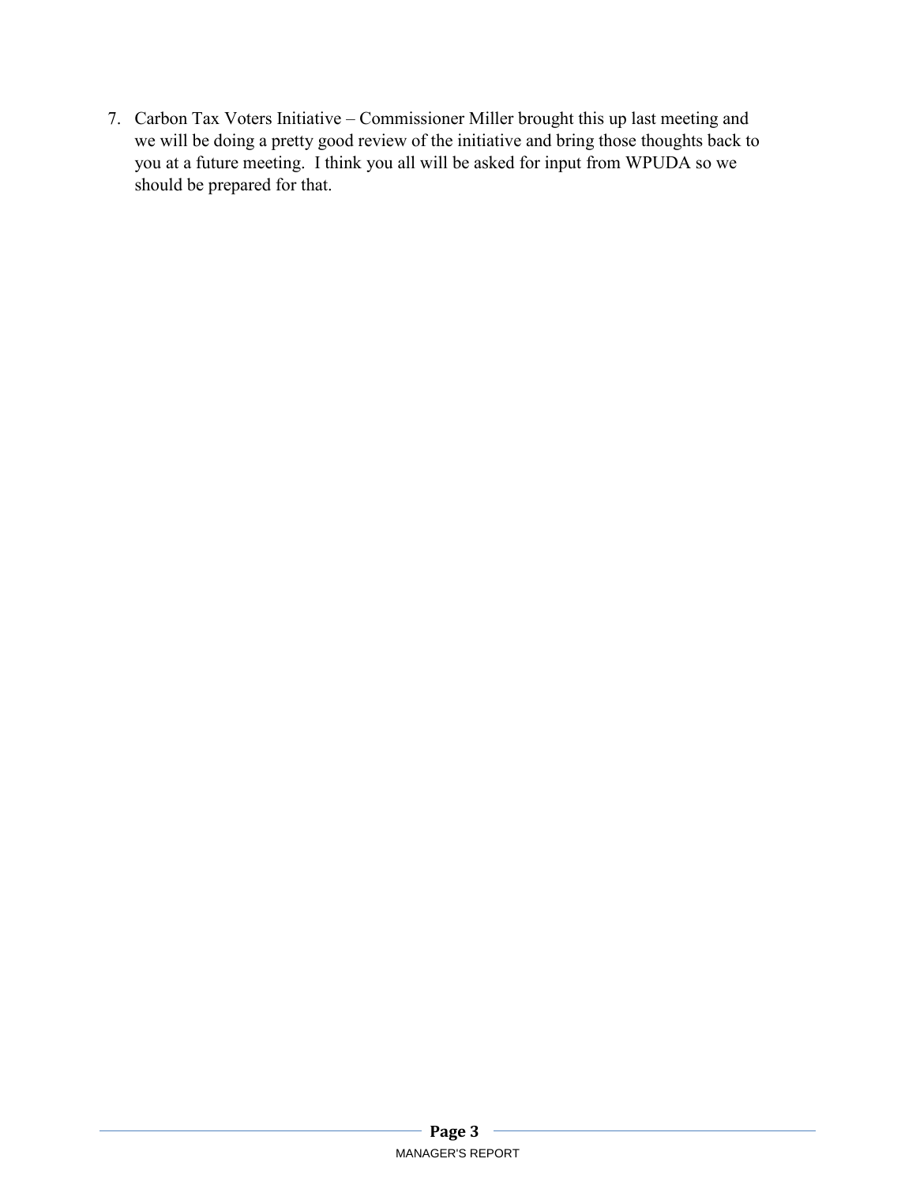7. Carbon Tax Voters Initiative – Commissioner Miller brought this up last meeting and we will be doing a pretty good review of the initiative and bring those thoughts back to you at a future meeting. I think you all will be asked for input from WPUDA so we should be prepared for that.